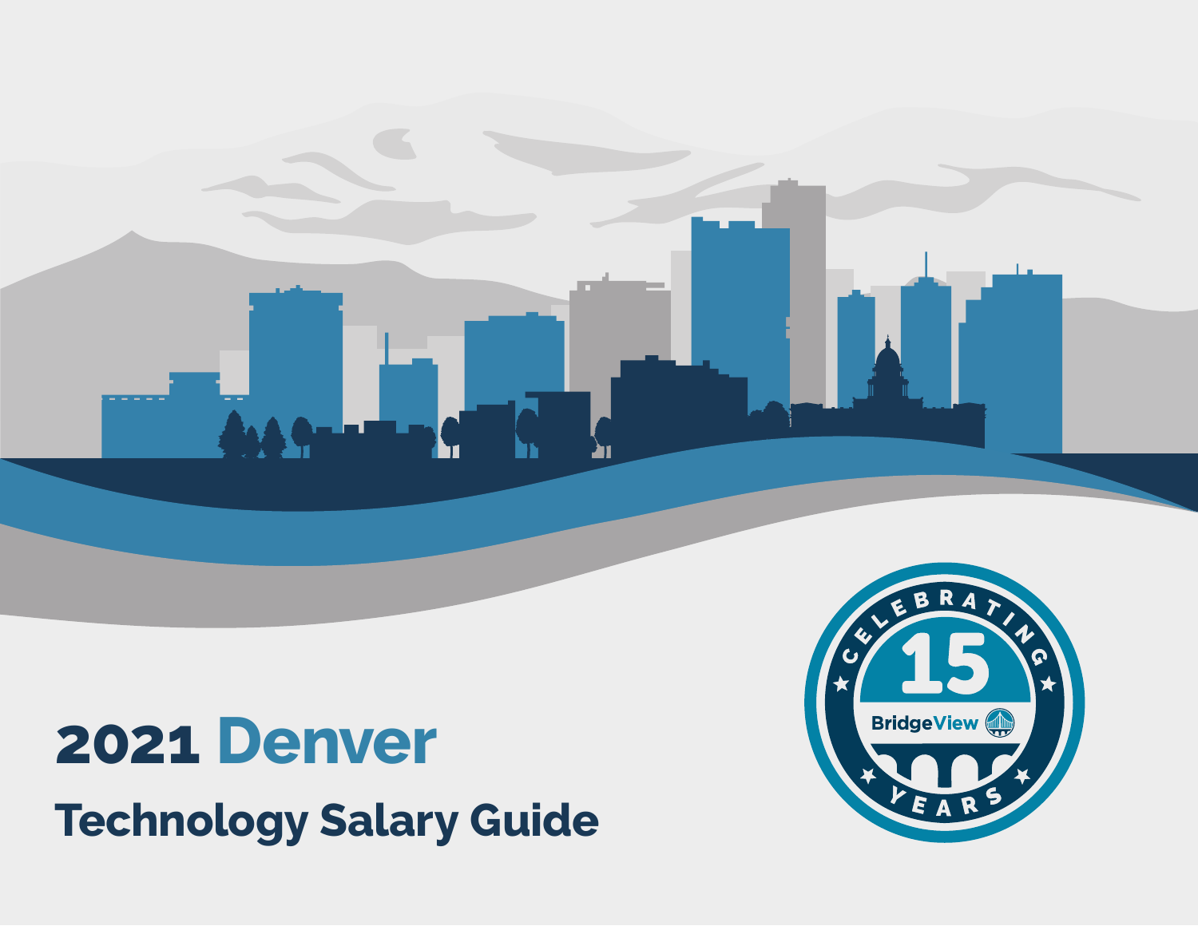# 2021 Denver

## Technology Salary Guide

CELEBRATING 15 YEARS

BridgeView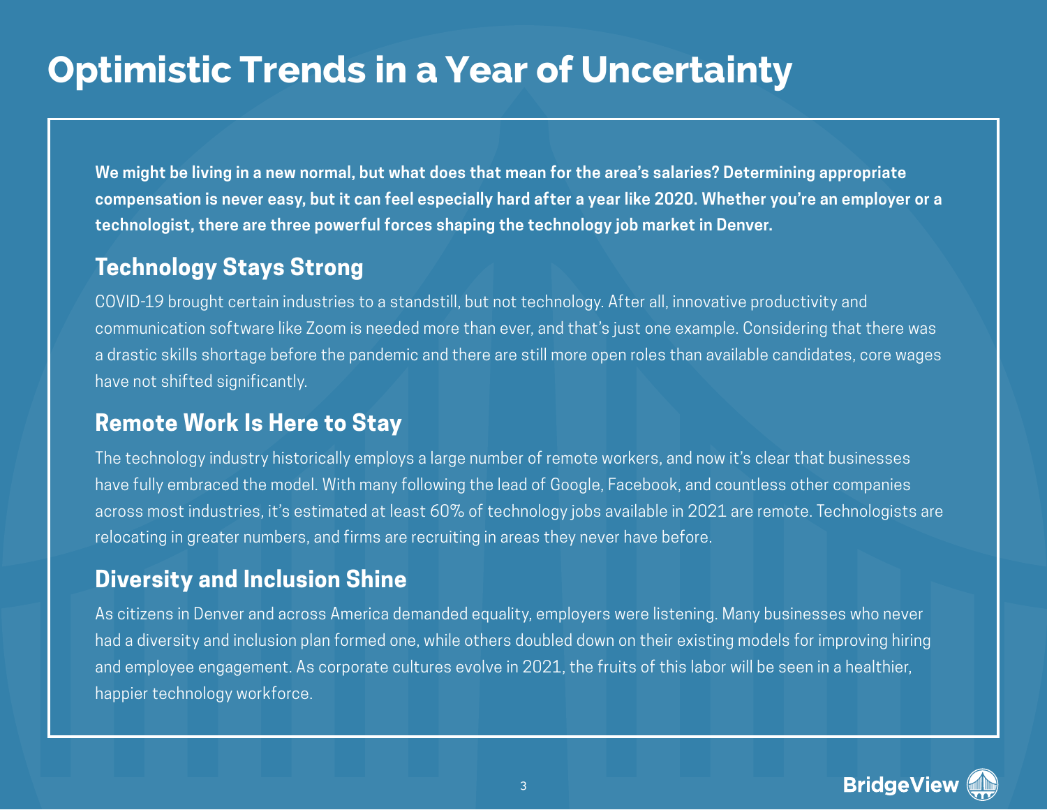# Optimistic Trends in a Year of Uncertainty

**We might be living in a new normal, but what does that mean for the area's salaries? Determining appropriate compensation is never easy, but it can feel especially hard after a year like 2020. Whether you're an employer or a technologist, there are three powerful forces shaping the technology job market in Denver.**

## Technology Stays Strong

COVID-19 brought certain industries to a standstill, but not technology. After all, innovative productivity and communication software like Zoom is needed more than ever, and that's just one example. Considering that there was a drastic skills shortage before the pandemic and there are still more open roles than available candidates, core wages have not shifted significantly.

## Remote Work Is Here to Stay

The technology industry historically employs a large number of remote workers, and now it's clear that businesses have fully embraced the model. With many following the lead of Google, Facebook, and countless other companies across most industries, it's estimated at least 60% of technology jobs available in 2021 are remote. Technologists are relocating in greater numbers, and firms are recruiting in areas they never have before.

## Diversity and Inclusion Shine

As citizens in Denver and across America demanded equality, employers were listening. Many businesses who never had a diversity and inclusion plan formed one, while others doubled down on their existing models for improving hiring and employee engagement. As corporate cultures evolve in 2021, the fruits of this labor will be seen in a healthier, happier technology workforce.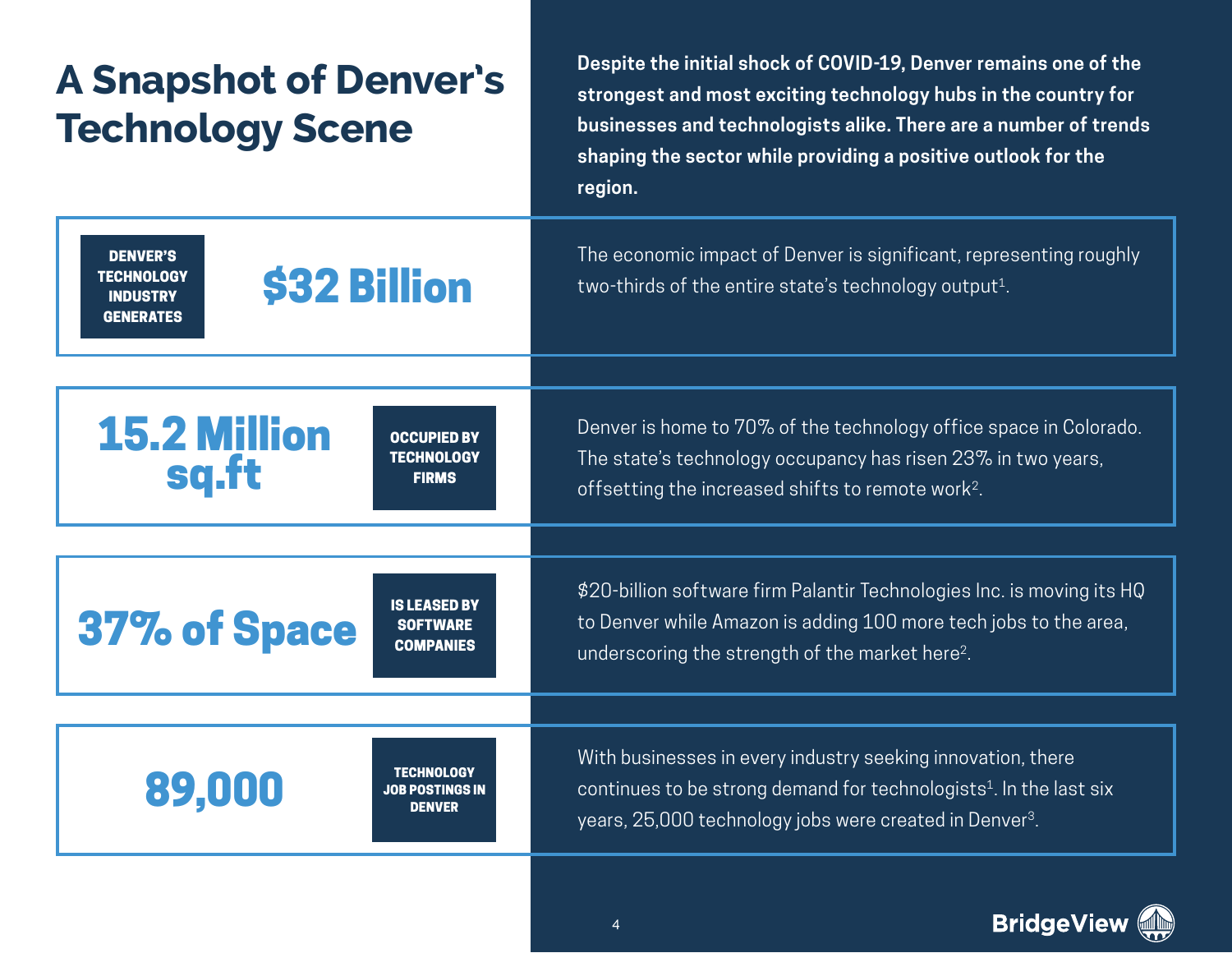# A Snapshot of Denver's Technology Scene

**Despite the initial shock of COVID-19, Denver remains one of the strongest and most exciting technology hubs in the country for businesses and technologists alike. There are a number of trends shaping the sector while providing a positive outlook for the region.**

**DENVER'S TECHNOLOGY INDUSTRY GENERATES**

## $32 Billion

The economic impact of Denver is significant, representing roughly two-thirds of the entire state's technology output[1].

## 15.2 Million sq.ft

**OCCUPIED BY TECHNOLOGY FIRMS**

Denver is home to 70% of the technology office space in Colorado. The state's technology occupancy has risen 23% in two years, offsetting the increased shifts to remote work[2].

## 37% of Space

**IS LEASED BY SOFTWARE COMPANIES**

$20-billion software firm Palantir Technologies Inc. is moving its HQ to Denver while Amazon is adding 100 more tech jobs to the area, underscoring the strength of the market here[2].

## 89,000

**TECHNOLOGY JOB POSTINGS IN DENVER**

With businesses in every industry seeking innovation, there continues to be strong demand for technologists[1]. In the last six years, 25,000 technology jobs were created in Denver[3].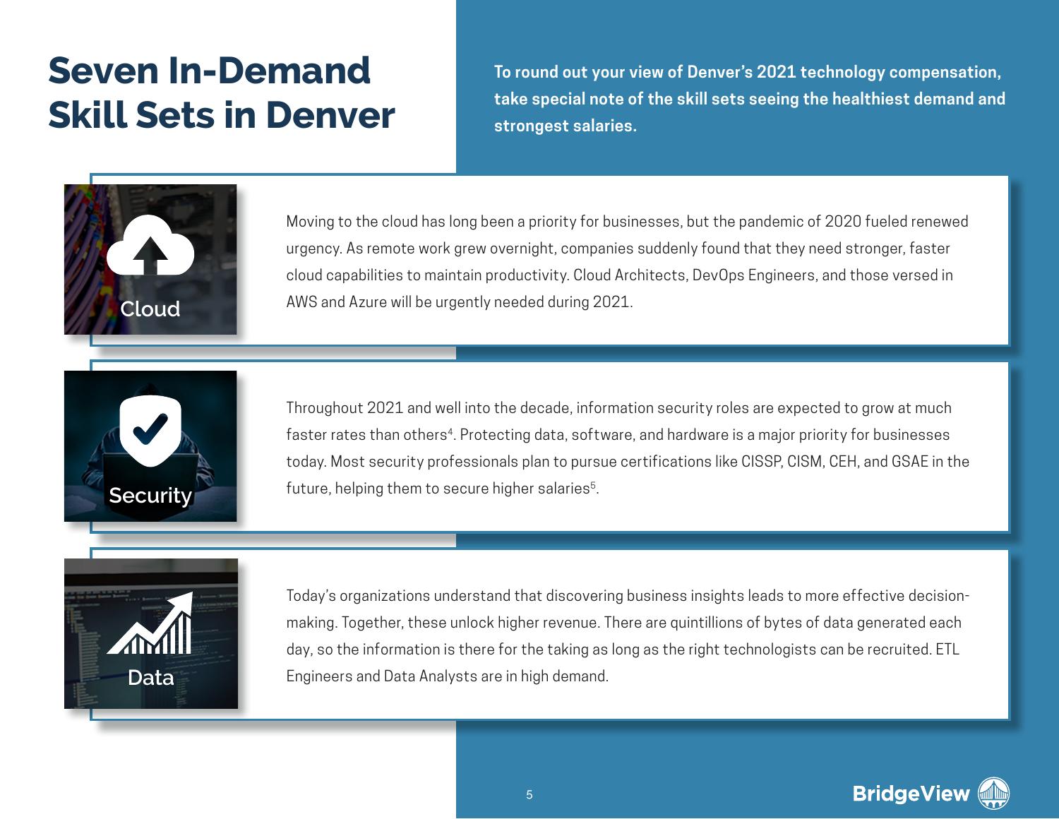# Seven In-Demand Skill Sets in Denver

**To round out your view of Denver's 2021 technology compensation, take special note of the skill sets seeing the healthiest demand and strongest salaries.**

## Cloud

Moving to the cloud has long been a priority for businesses, but the pandemic of 2020 fueled renewed urgency. As remote work grew overnight, companies suddenly found that they need stronger, faster cloud capabilities to maintain productivity. Cloud Architects, DevOps Engineers, and those versed in AWS and Azure will be urgently needed during 2021.

## Security

Throughout 2021 and well into the decade, information security roles are expected to grow at much faster rates than others[4]. Protecting data, software, and hardware is a major priority for businesses today. Most security professionals plan to pursue certifications like CISSP, CISM, CEH, and GSAE in the future, helping them to secure higher salaries[5].

## Data

Today's organizations understand that discovering business insights leads to more effective decision-making. Together, these unlock higher revenue. There are quintillions of bytes of data generated each day, so the information is there for the taking as long as the right technologists can be recruited. ETL Engineers and Data Analysts are in high demand.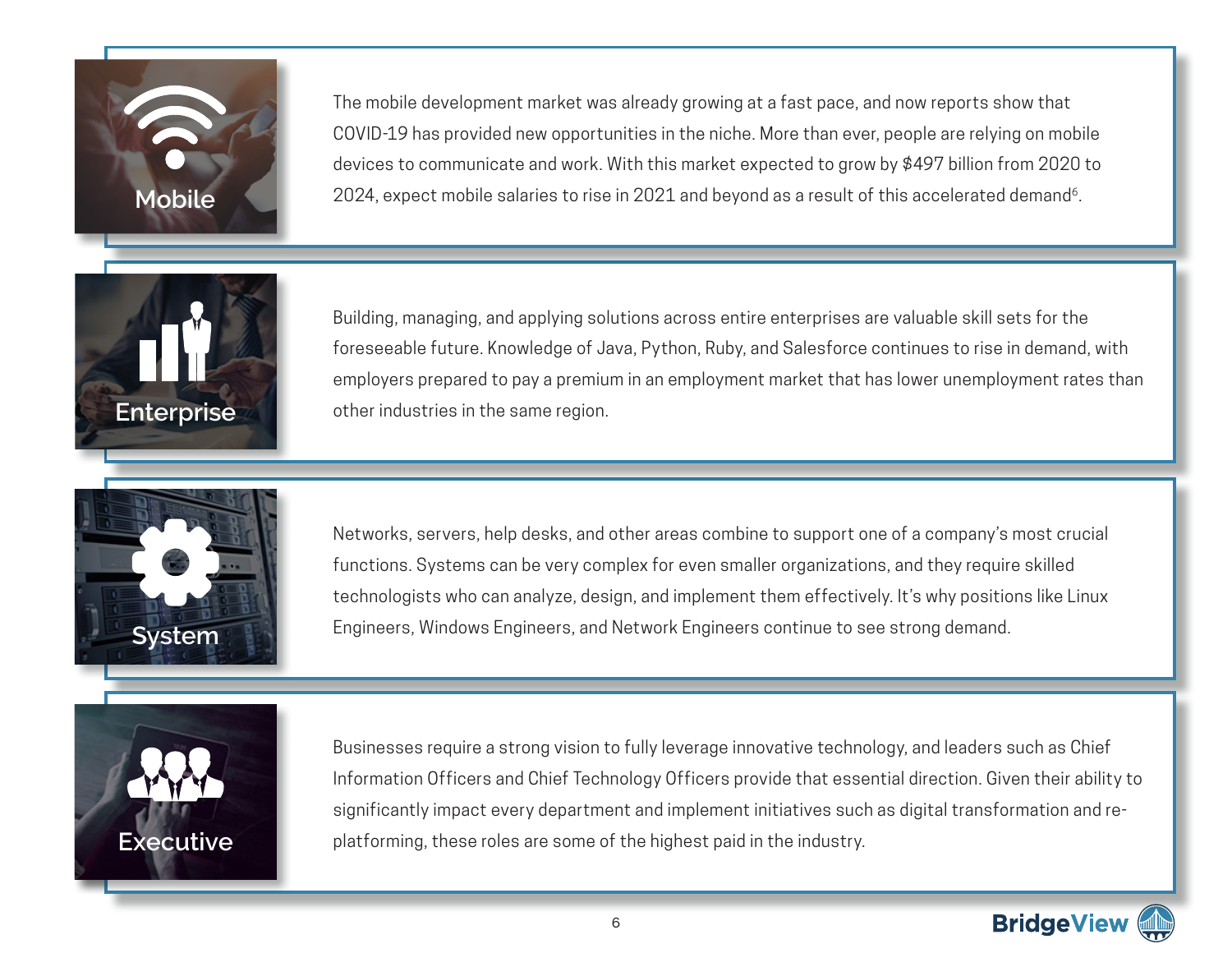## Mobile

The mobile development market was already growing at a fast pace, and now reports show that COVID-19 has provided new opportunities in the niche. More than ever, people are relying on mobile devices to communicate and work. With this market expected to grow by $497 billion from 2020 to 2024, expect mobile salaries to rise in 2021 and beyond as a result of this accelerated demand[6].

## Enterprise

Building, managing, and applying solutions across entire enterprises are valuable skill sets for the foreseeable future. Knowledge of Java, Python, Ruby, and Salesforce continues to rise in demand, with employers prepared to pay a premium in an employment market that has lower unemployment rates than other industries in the same region.

## System

Networks, servers, help desks, and other areas combine to support one of a company's most crucial functions. Systems can be very complex for even smaller organizations, and they require skilled technologists who can analyze, design, and implement them effectively. It's why positions like Linux Engineers, Windows Engineers, and Network Engineers continue to see strong demand.

## Executive

Businesses require a strong vision to fully leverage innovative technology, and leaders such as Chief Information Officers and Chief Technology Officers provide that essential direction. Given their ability to significantly impact every department and implement initiatives such as digital transformation and re-platforming, these roles are some of the highest paid in the industry.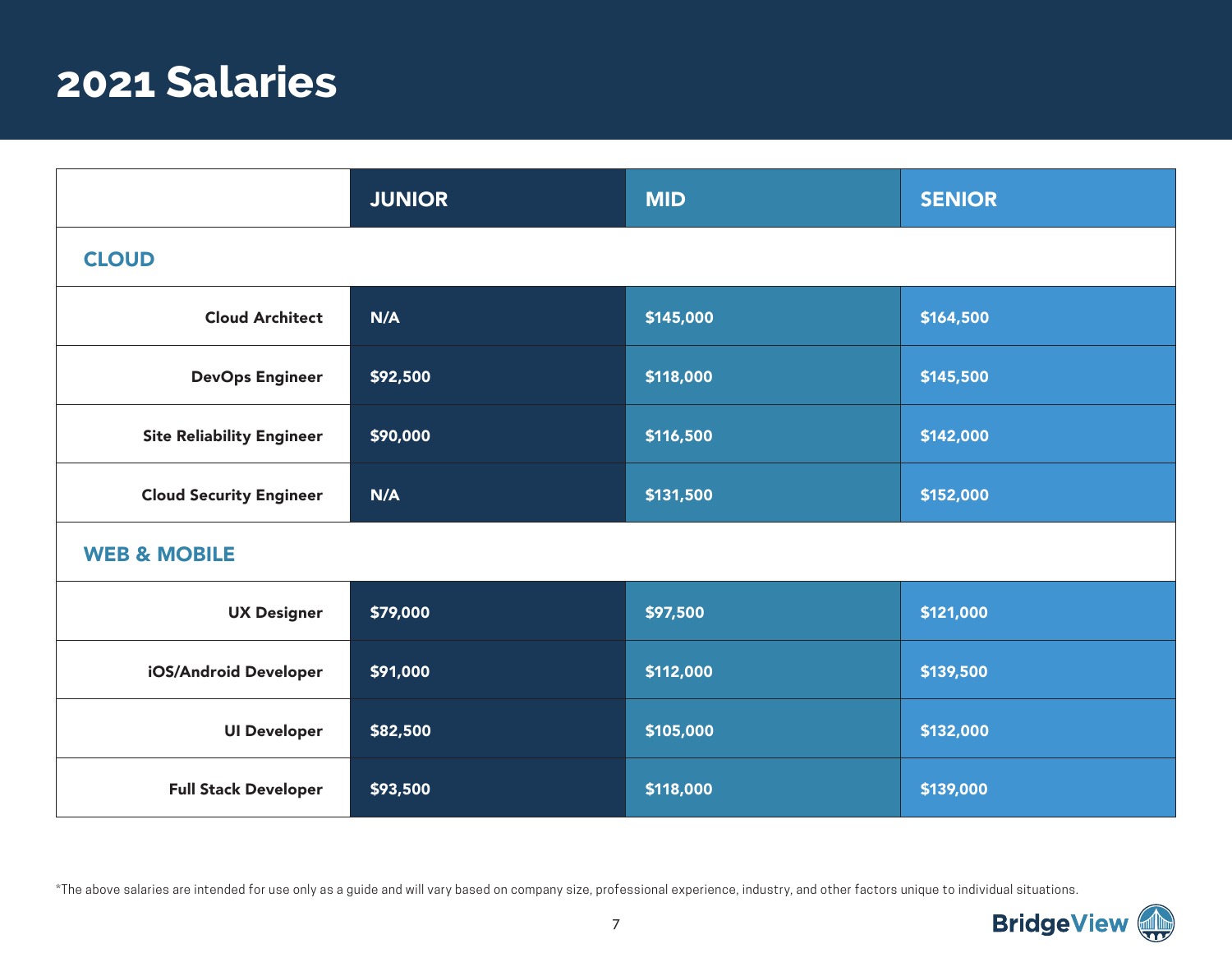# 2021 Salaries

| | JUNIOR | MID | SENIOR |
|---|---|---|---|
| **CLOUD** | | | |
| Cloud Architect | N/A | $145,000 | $164,500 |
| DevOps Engineer | $92,500 | $118,000 | $145,500 |
| Site Reliability Engineer | $90,000 | $116,500 | $142,000 |
| Cloud Security Engineer | N/A | $131,500 | $152,000 |
| **WEB & MOBILE** | | | |
| UX Designer | $79,000 | $97,500 | $121,000 |
| iOS/Android Developer | $91,000 | $112,000 | $139,500 |
| UI Developer | $82,500 | $105,000 | $132,000 |
| Full Stack Developer | $93,500 | $118,000 | $139,000 |

*The above salaries are intended for use only as a guide and will vary based on company size, professional experience, industry, and other factors unique to individual situations.

BridgeView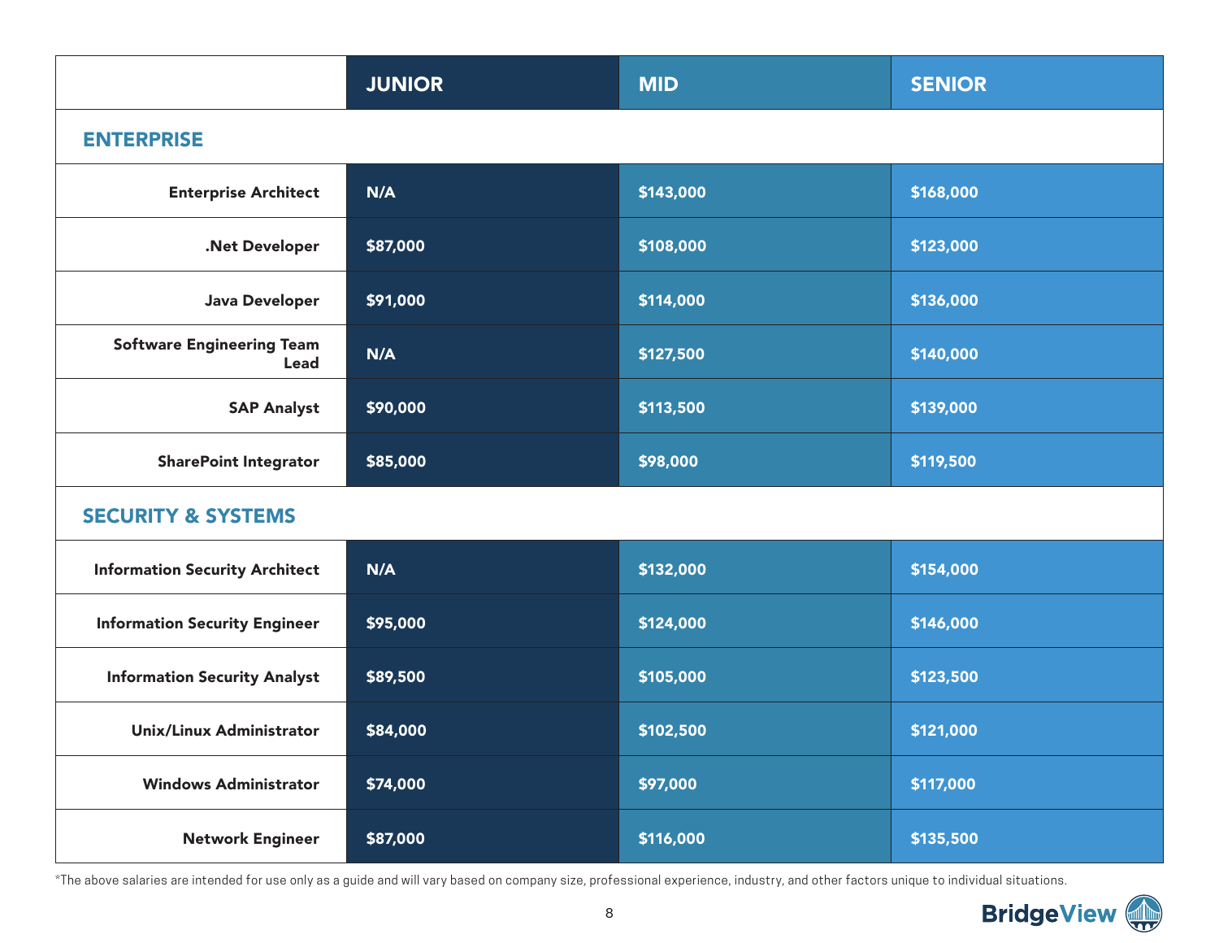| | JUNIOR | MID | SENIOR |
|---|---|---|---|
| **ENTERPRISE** | | | |
| **Enterprise Architect** | N/A | $143,000 | $168,000 |
| **.Net Developer** | $87,000 | $108,000 | $123,000 |
| **Java Developer** | $91,000 | $114,000 | $136,000 |
| **Software Engineering Team Lead** | N/A | $127,500 | $140,000 |
| **SAP Analyst** | $90,000 | $113,500 | $139,000 |
| **SharePoint Integrator** | $85,000 | $98,000 | $119,500 |
| **SECURITY & SYSTEMS** | | | |
| **Information Security Architect** | N/A | $132,000 | $154,000 |
| **Information Security Engineer** | $95,000 | $124,000 | $146,000 |
| **Information Security Analyst** | $89,500 | $105,000 | $123,500 |
| **Unix/Linux Administrator** | $84,000 | $102,500 | $121,000 |
| **Windows Administrator** | $74,000 | $97,000 | $117,000 |
| **Network Engineer** | $87,000 | $116,000 | $135,500 |

*The above salaries are intended for use only as a guide and will vary based on company size, professional experience, industry, and other factors unique to individual situations.

BridgeView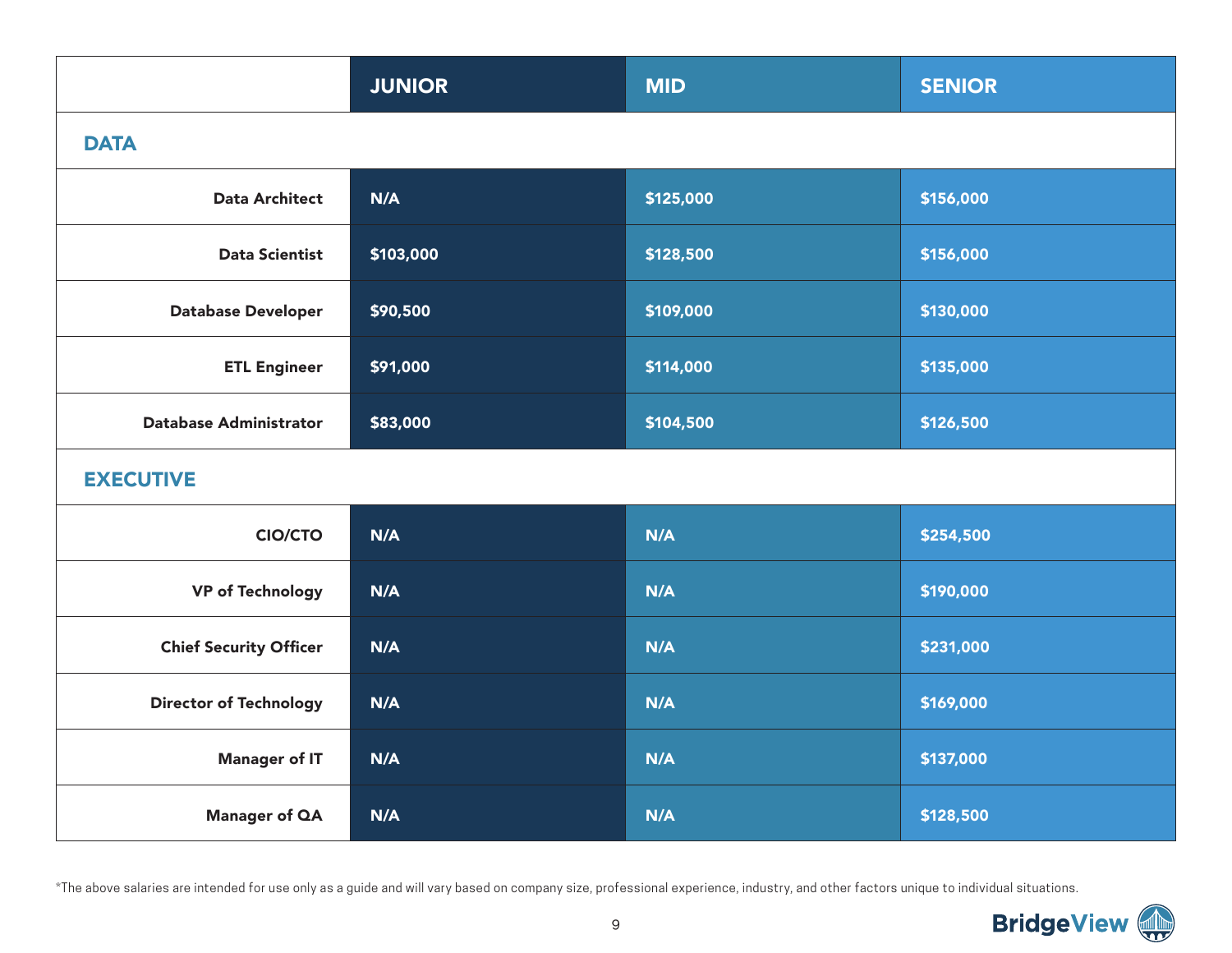| | JUNIOR | MID | SENIOR |
|---|---|---|---|
| **DATA** | | | |
| Data Architect | N/A | $125,000 | $156,000 |
| Data Scientist | $103,000 | $128,500 | $156,000 |
| Database Developer | $90,500 | $109,000 | $130,000 |
| ETL Engineer | $91,000 | $114,000 | $135,000 |
| Database Administrator | $83,000 | $104,500 | $126,500 |
| **EXECUTIVE** | | | |
| CIO/CTO | N/A | N/A | $254,500 |
| VP of Technology | N/A | N/A | $190,000 |
| Chief Security Officer | N/A | N/A | $231,000 |
| Director of Technology | N/A | N/A | $169,000 |
| Manager of IT | N/A | N/A | $137,000 |
| Manager of QA | N/A | N/A | $128,500 |

*The above salaries are intended for use only as a guide and will vary based on company size, professional experience, industry, and other factors unique to individual situations.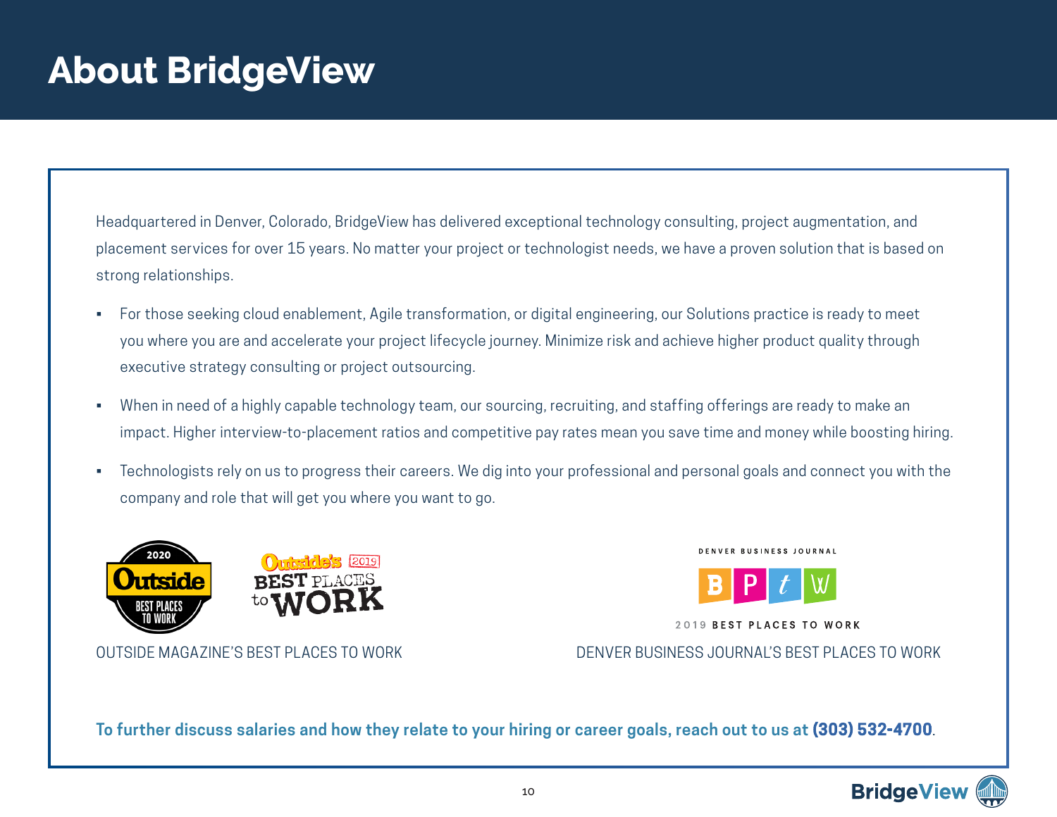# About BridgeView

Headquartered in Denver, Colorado, BridgeView has delivered exceptional technology consulting, project augmentation, and placement services for over 15 years. No matter your project or technologist needs, we have a proven solution that is based on strong relationships.

- For those seeking cloud enablement, Agile transformation, or digital engineering, our Solutions practice is ready to meet you where you are and accelerate your project lifecycle journey. Minimize risk and achieve higher product quality through executive strategy consulting or project outsourcing.
- When in need of a highly capable technology team, our sourcing, recruiting, and staffing offerings are ready to make an impact. Higher interview-to-placement ratios and competitive pay rates mean you save time and money while boosting hiring.
- Technologists rely on us to progress their careers. We dig into your professional and personal goals and connect you with the company and role that will get you where you want to go.

OUTSIDE MAGAZINE'S BEST PLACES TO WORK

DENVER BUSINESS JOURNAL'S BEST PLACES TO WORK

**To further discuss salaries and how they relate to your hiring or career goals, reach out to us at (303) 532-4700.**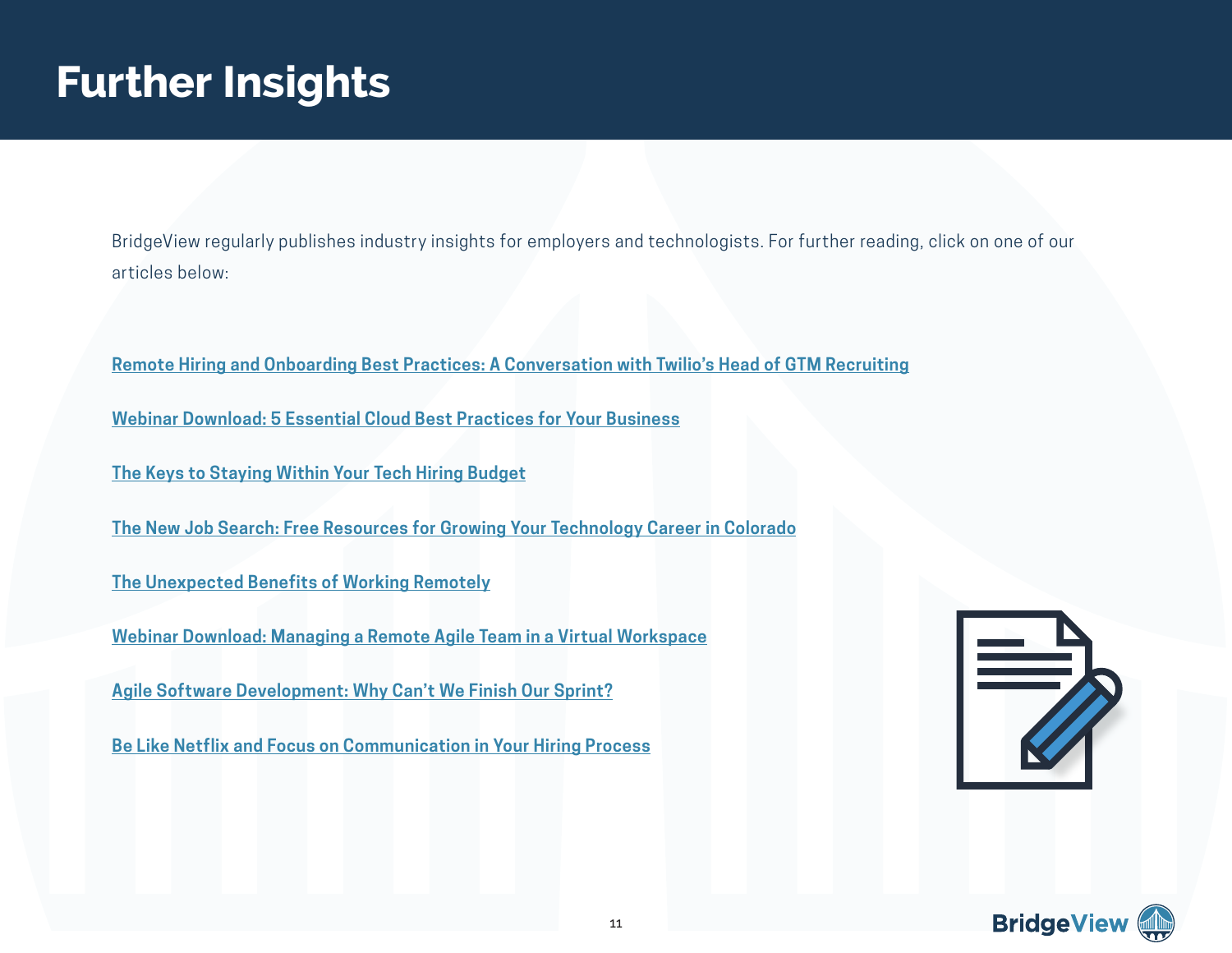# Further Insights

BridgeView regularly publishes industry insights for employers and technologists. For further reading, click on one of our articles below:

Remote Hiring and Onboarding Best Practices: A Conversation with Twilio's Head of GTM Recruiting

Webinar Download: 5 Essential Cloud Best Practices for Your Business

The Keys to Staying Within Your Tech Hiring Budget

The New Job Search: Free Resources for Growing Your Technology Career in Colorado

The Unexpected Benefits of Working Remotely

Webinar Download: Managing a Remote Agile Team in a Virtual Workspace

Agile Software Development: Why Can't We Finish Our Sprint?

Be Like Netflix and Focus on Communication in Your Hiring Process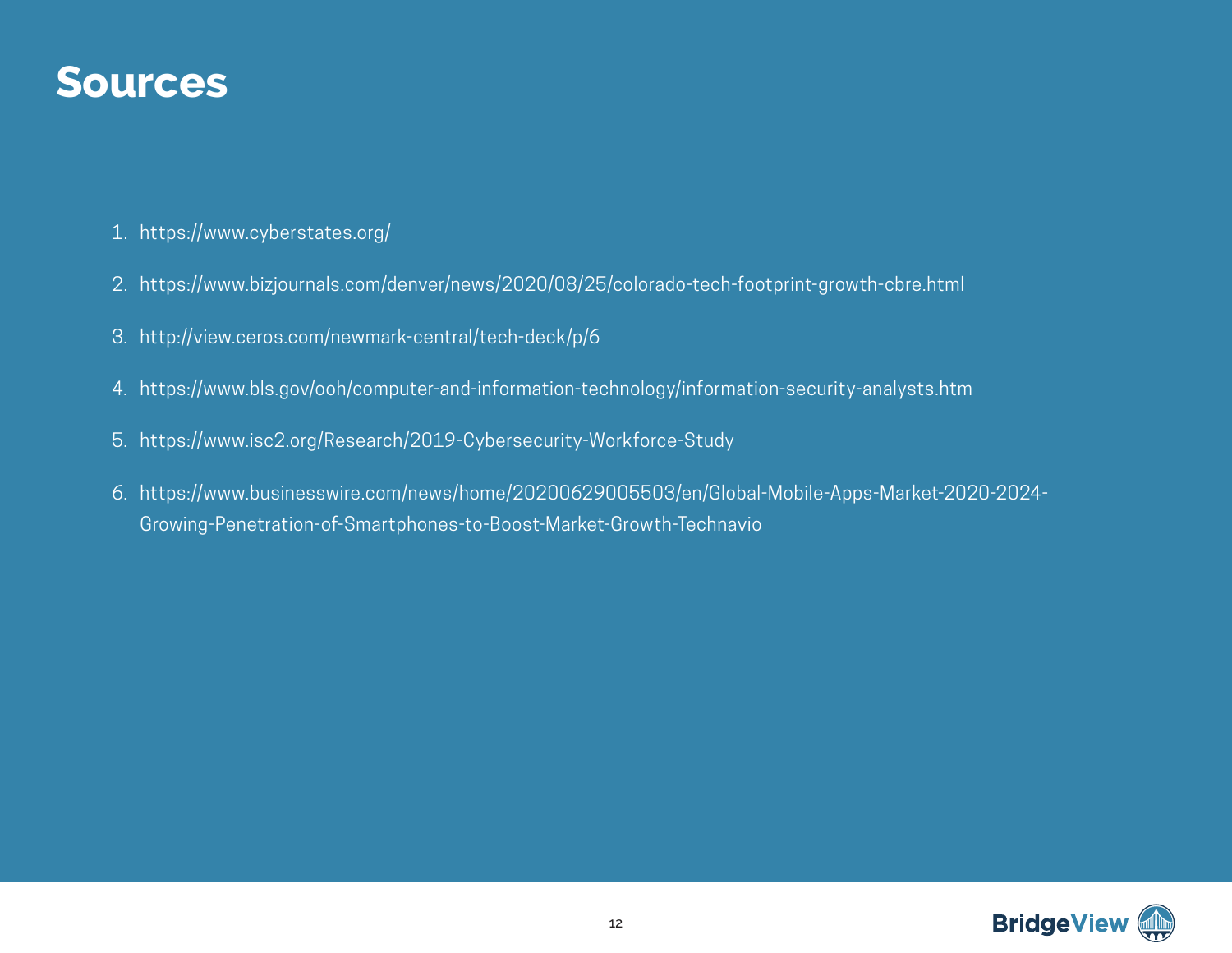# Sources

1. https://www.cyberstates.org/
2. https://www.bizjournals.com/denver/news/2020/08/25/colorado-tech-footprint-growth-cbre.html
3. http://view.ceros.com/newmark-central/tech-deck/p/6
4. https://www.bls.gov/ooh/computer-and-information-technology/information-security-analysts.htm
5. https://www.isc2.org/Research/2019-Cybersecurity-Workforce-Study
6. https://www.businesswire.com/news/home/20200629005503/en/Global-Mobile-Apps-Market-2020-2024-Growing-Penetration-of-Smartphones-to-Boost-Market-Growth-Technavio